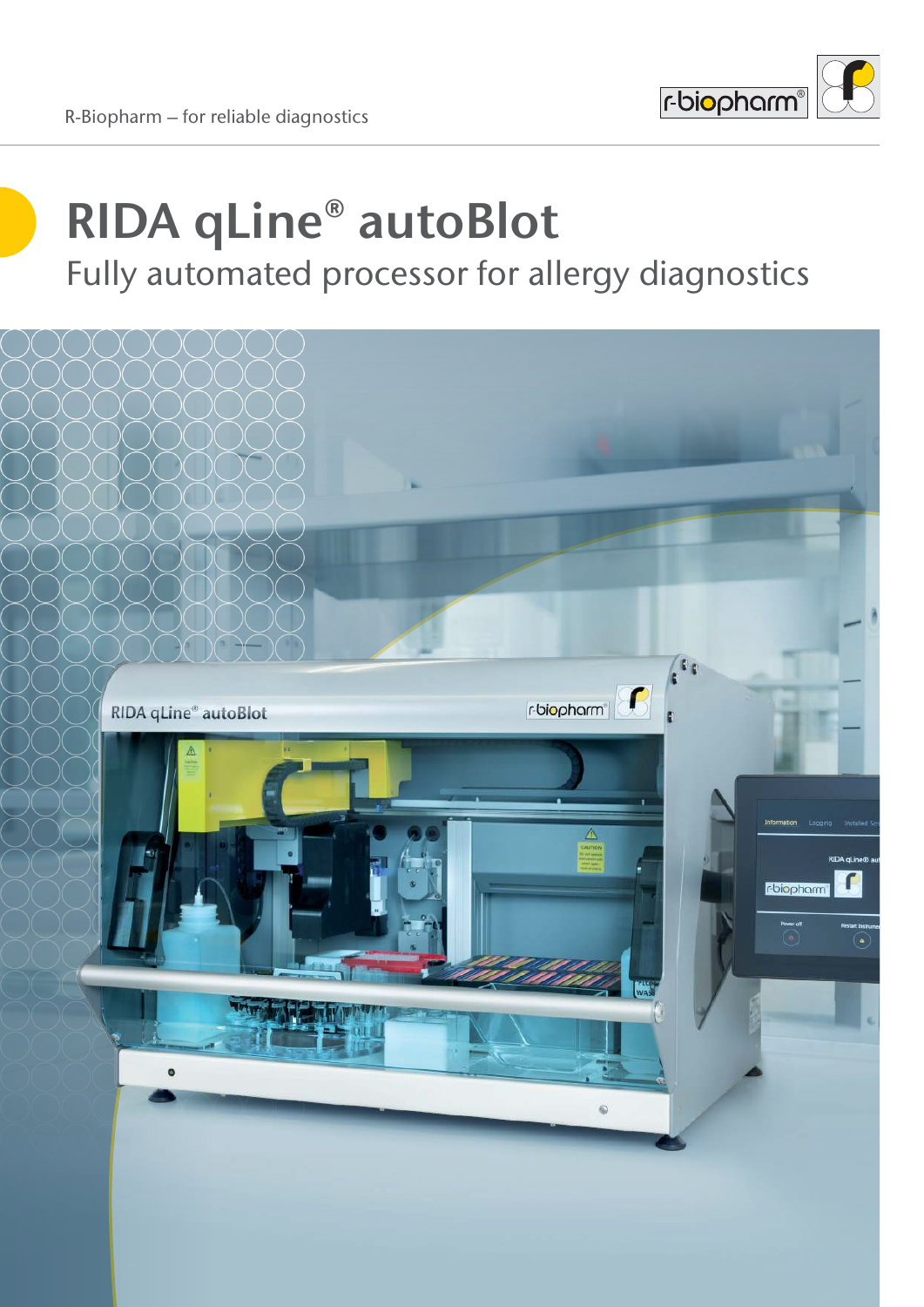R-Biopharm – for reliable diagnostics

# RIDA qLine® autoBlot

## Fully automated processor for allergy diagnostics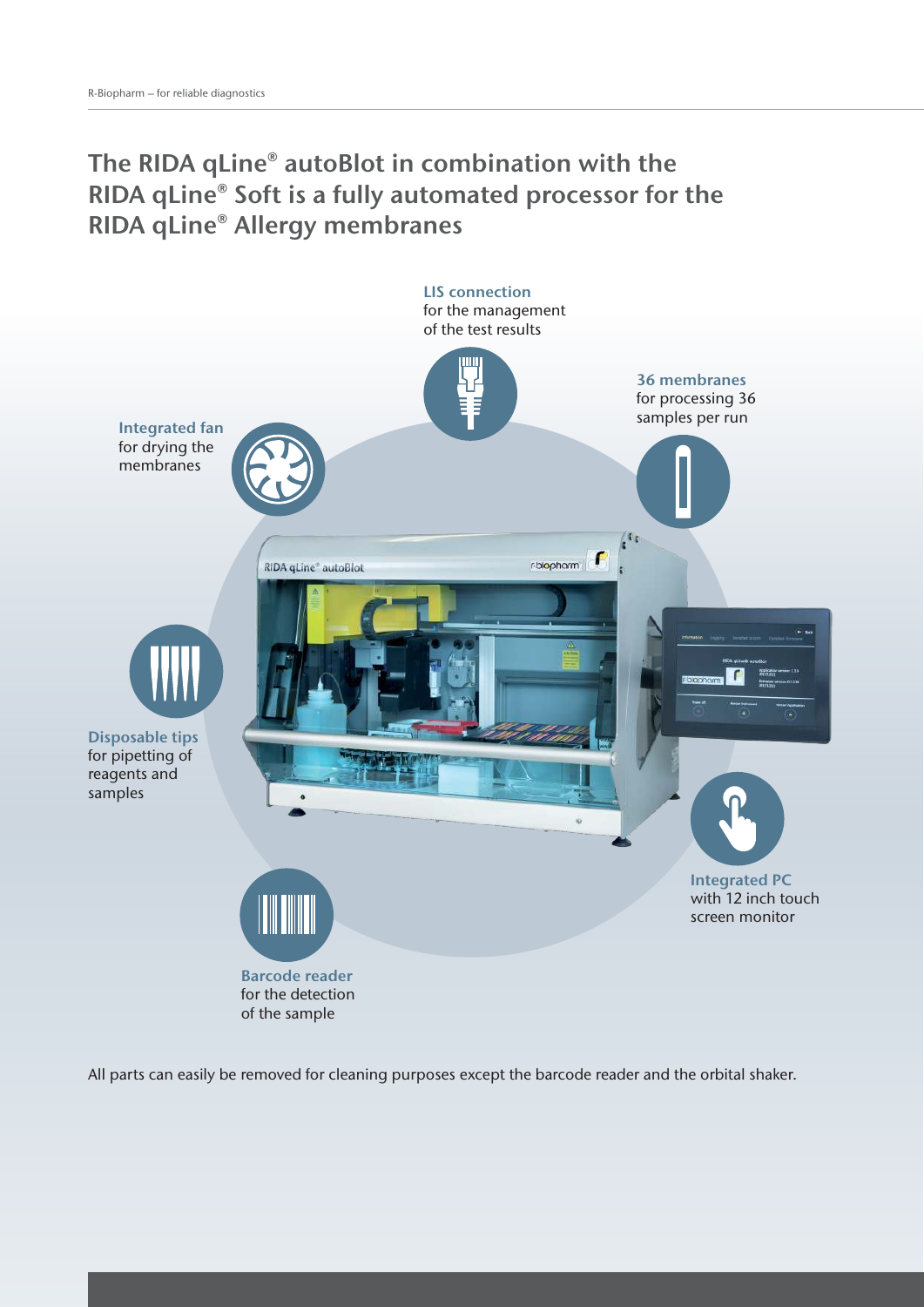# The RIDA qLine® autoBlot in combination with the RIDA qLine® Soft is a fully automated processor for the RIDA qLine® Allergy membranes

**LIS connection**
for the management of the test results

**36 membranes**
for processing 36 samples per run

**Integrated fan**
for drying the membranes

**Disposable tips**
for pipetting of reagents and samples

**Integrated PC**
with 12 inch touch screen monitor

**Barcode reader**
for the detection of the sample

All parts can easily be removed for cleaning purposes except the barcode reader and the orbital shaker.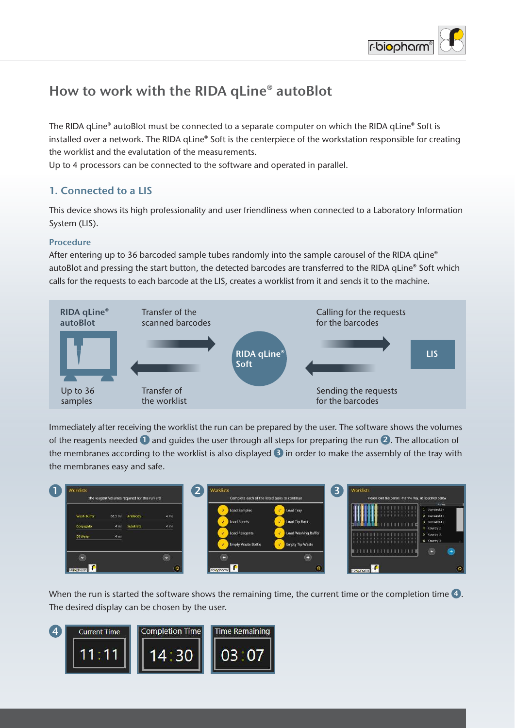# How to work with the RIDA qLine® autoBlot

The RIDA qLine® autoBlot must be connected to a separate computer on which the RIDA qLine® Soft is installed over a network. The RIDA qLine® Soft is the centerpiece of the workstation responsible for creating the worklist and the evalutation of the measurements.
Up to 4 processors can be connected to the software and operated in parallel.

## 1. Connected to a LIS

This device shows its high professionality and user friendliness when connected to a Laboratory Information System (LIS).

### Procedure

After entering up to 36 barcoded sample tubes randomly into the sample carousel of the RIDA qLine® autoBlot and pressing the start button, the detected barcodes are transferred to the RIDA qLine® Soft which calls for the requests to each barcode at the LIS, creates a worklist from it and sends it to the machine.

RIDA qLine® autoBlot

Up to 36 samples

Transfer of the scanned barcodes

Transfer of the worklist

RIDA qLine® Soft

Calling for the requests for the barcodes

Sending the requests for the barcodes

LIS

Immediately after receiving the worklist the run can be prepared by the user. The software shows the volumes of the reagents needed ① and guides the user through all steps for preparing the run ②. The allocation of the membranes according to the worklist is also displayed ③ in order to make the assembly of the tray with the membranes easy and safe.

① Worklists — The reagent volumes required for this run are: Wash Buffer 83.5 ml; Antibody 4 ml; Conjugate 4 ml; Substrate 4 ml; DI Water 4 ml

② Worklists — Complete each of the listed tasks to continue: Load Samples; Load Tray; Load Panels; Load Tip Rack; Load Reagents; Load Washing Buffer; Empty Waste Bottle; Empty Tip Waste

③ Worklists — Please load the panels into the tray, as specified below

When the run is started the software shows the remaining time, the current time or the completion time ④. The desired display can be chosen by the user.

④

Current Time 11:11

Completion Time 14:30

Time Remaining 03:07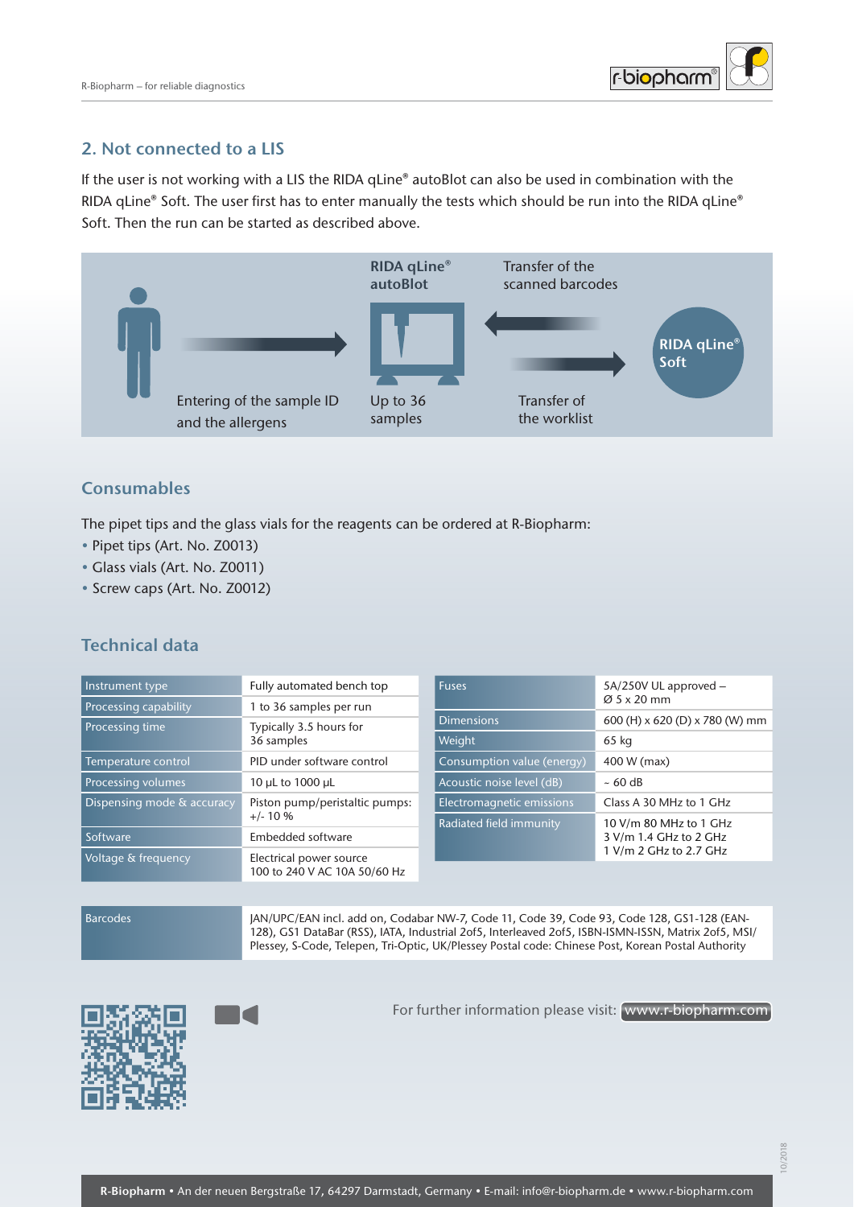## 2. Not connected to a LIS

If the user is not working with a LIS the RIDA qLine® autoBlot can also be used in combination with the RIDA qLine® Soft. The user first has to enter manually the tests which should be run into the RIDA qLine® Soft. Then the run can be started as described above.

RIDA qLine® autoBlot

Transfer of the scanned barcodes

RIDA qLine® Soft

Entering of the sample ID and the allergens

Up to 36 samples

Transfer of the worklist

## Consumables

The pipet tips and the glass vials for the reagents can be ordered at R-Biopharm:

- Pipet tips (Art. No. Z0013)
- Glass vials (Art. No. Z0011)
- Screw caps (Art. No. Z0012)

## Technical data

| | |
|---|---|
| Instrument type | Fully automated bench top |
| Processing capability | 1 to 36 samples per run |
| Processing time | Typically 3.5 hours for 36 samples |
| Temperature control | PID under software control |
| Processing volumes | 10 µL to 1000 µL |
| Dispensing mode & accuracy | Piston pump/peristaltic pumps: +/- 10 % |
| Software | Embedded software |
| Voltage & frequency | Electrical power source 100 to 240 V AC 10A 50/60 Hz |

| | |
|---|---|
| Fuses | 5A/250V UL approved – Ø 5 x 20 mm |
| Dimensions | 600 (H) x 620 (D) x 780 (W) mm |
| Weight | 65 kg |
| Consumption value (energy) | 400 W (max) |
| Acoustic noise level (dB) | ~ 60 dB |
| Electromagnetic emissions | Class A 30 MHz to 1 GHz |
| Radiated field immunity | 10 V/m 80 MHz to 1 GHz<br>3 V/m 1.4 GHz to 2 GHz<br>1 V/m 2 GHz to 2.7 GHz |

| | |
|---|---|
| Barcodes | JAN/UPC/EAN incl. add on, Codabar NW-7, Code 11, Code 39, Code 93, Code 128, GS1-128 (EAN-128), GS1 DataBar (RSS), IATA, Industrial 2of5, Interleaved 2of5, ISBN-ISMN-ISSN, Matrix 2of5, MSI/Plessey, S-Code, Telepen, Tri-Optic, UK/Plessey Postal code: Chinese Post, Korean Postal Authority |

For further information please visit: www.r-biopharm.com

10/2018

**R-Biopharm** • An der neuen Bergstraße 17, 64297 Darmstadt, Germany • E-mail: info@r-biopharm.de • www.r-biopharm.com